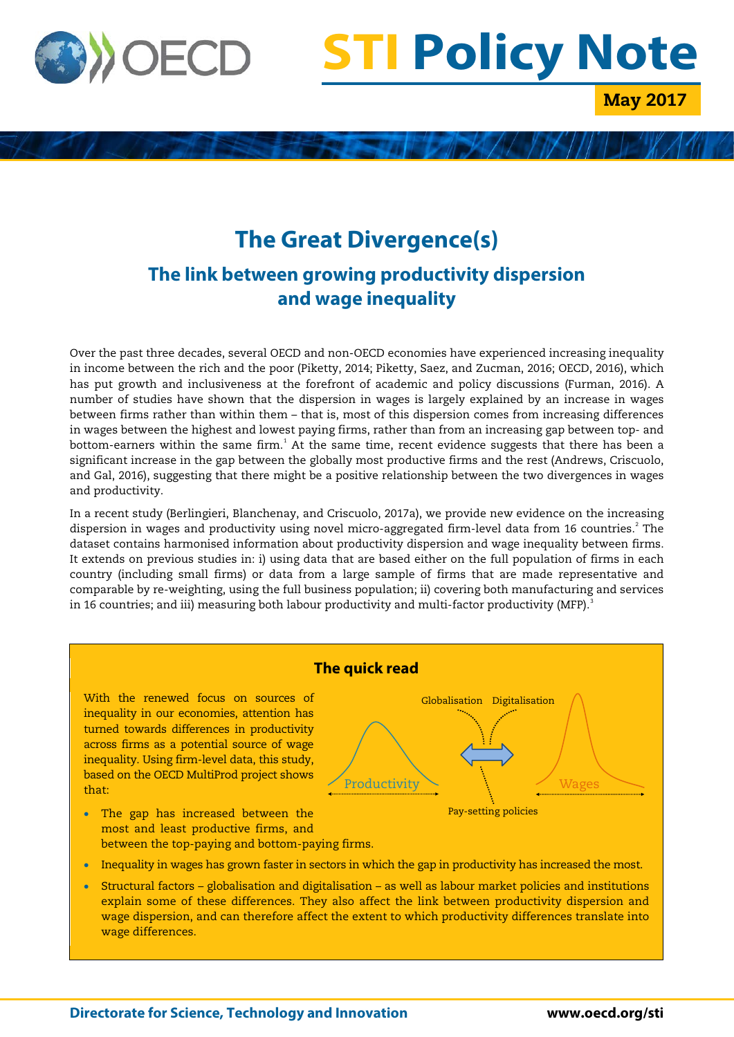# The Great Divergence(s)

## The link between growing productivity dispersion and wage inequality

Over the past three decades, several OECD and non-OECD economies have experienced increasing inequality in income between the rich and the poor (Piketty, 2014; Piketty, Saez, and Zucman, 2016; OECD, 2016), which has put growth and inclusiveness at the forefront of academic and policy discussions (Furman, 2016). A number of studies have shown that the dispersion in wages is largely explained by an increase in wages between firms rather than within them – that is, most of this dispersion comes from increasing differences in wages between the highest and lowest paying firms, rather than from an increasing gap between top- and bottom-earners within the same firm.[1] At the same time, recent evidence suggests that there has been a significant increase in the gap between the globally most productive firms and the rest (Andrews, Criscuolo, and Gal, 2016), suggesting that there might be a positive relationship between the two divergences in wages and productivity.

In a recent study (Berlingieri, Blanchenay, and Criscuolo, 2017a), we provide new evidence on the increasing dispersion in wages and productivity using novel micro-aggregated firm-level data from 16 countries.[2] The dataset contains harmonised information about productivity dispersion and wage inequality between firms. It extends on previous studies in: i) using data that are based either on the full population of firms in each country (including small firms) or data from a large sample of firms that are made representative and comparable by re-weighting, using the full business population; ii) covering both manufacturing and services in 16 countries; and iii) measuring both labour productivity and multi-factor productivity (MFP).[3]

### The quick read

With the renewed focus on sources of inequality in our economies, attention has turned towards differences in productivity across firms as a potential source of wage inequality. Using firm-level data, this study, based on the OECD MultiProd project shows that:

- The gap has increased between the most and least productive firms, and between the top-paying and bottom-paying firms.
- Inequality in wages has grown faster in sectors in which the gap in productivity has increased the most.
- Structural factors – globalisation and digitalisation – as well as labour market policies and institutions explain some of these differences. They also affect the link between productivity dispersion and wage dispersion, and can therefore affect the extent to which productivity differences translate into wage differences.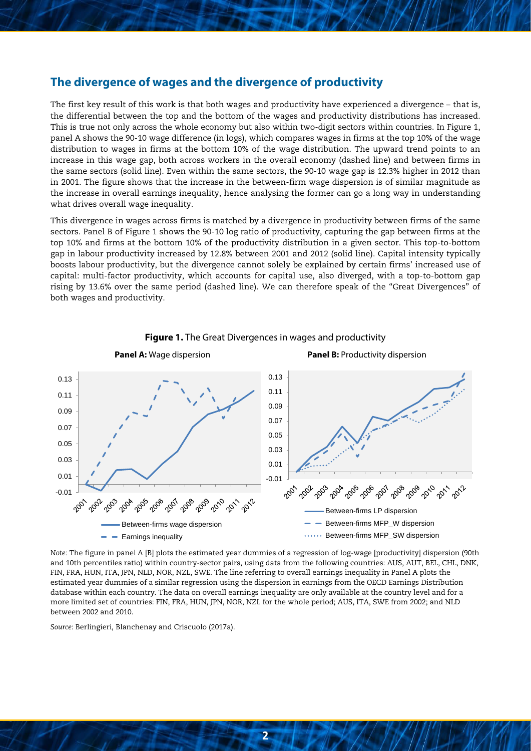## The divergence of wages and the divergence of productivity

The first key result of this work is that both wages and productivity have experienced a divergence – that is, the differential between the top and the bottom of the wages and productivity distributions has increased. This is true not only across the whole economy but also within two-digit sectors within countries. In Figure 1, panel A shows the 90-10 wage difference (in logs), which compares wages in firms at the top 10% of the wage distribution to wages in firms at the bottom 10% of the wage distribution. The upward trend points to an increase in this wage gap, both across workers in the overall economy (dashed line) and between firms in the same sectors (solid line). Even within the same sectors, the 90-10 wage gap is 12.3% higher in 2012 than in 2001. The figure shows that the increase in the between-firm wage dispersion is of similar magnitude as the increase in overall earnings inequality, hence analysing the former can go a long way in understanding what drives overall wage inequality.

This divergence in wages across firms is matched by a divergence in productivity between firms of the same sectors. Panel B of Figure 1 shows the 90-10 log ratio of productivity, capturing the gap between firms at the top 10% and firms at the bottom 10% of the productivity distribution in a given sector. This top-to-bottom gap in labour productivity increased by 12.8% between 2001 and 2012 (solid line). Capital intensity typically boosts labour productivity, but the divergence cannot solely be explained by certain firms' increased use of capital: multi-factor productivity, which accounts for capital use, also diverged, with a top-to-bottom gap rising by 13.6% over the same period (dashed line). We can therefore speak of the "Great Divergences" of both wages and productivity.

**Figure 1.** The Great Divergences in wages and productivity

**Panel A:** Wage dispersion

**Panel B:** Productivity dispersion

*Note:* The figure in panel A [B] plots the estimated year dummies of a regression of log-wage [productivity] dispersion (90th and 10th percentiles ratio) within country-sector pairs, using data from the following countries: AUS, AUT, BEL, CHL, DNK, FIN, FRA, HUN, ITA, JPN, NLD, NOR, NZL, SWE. The line referring to overall earnings inequality in Panel A plots the estimated year dummies of a similar regression using the dispersion in earnings from the OECD Earnings Distribution database within each country. The data on overall earnings inequality are only available at the country level and for a more limited set of countries: FIN, FRA, HUN, JPN, NOR, NZL for the whole period; AUS, ITA, SWE from 2002; and NLD between 2002 and 2010.

*Source*: Berlingieri, Blanchenay and Criscuolo (2017a).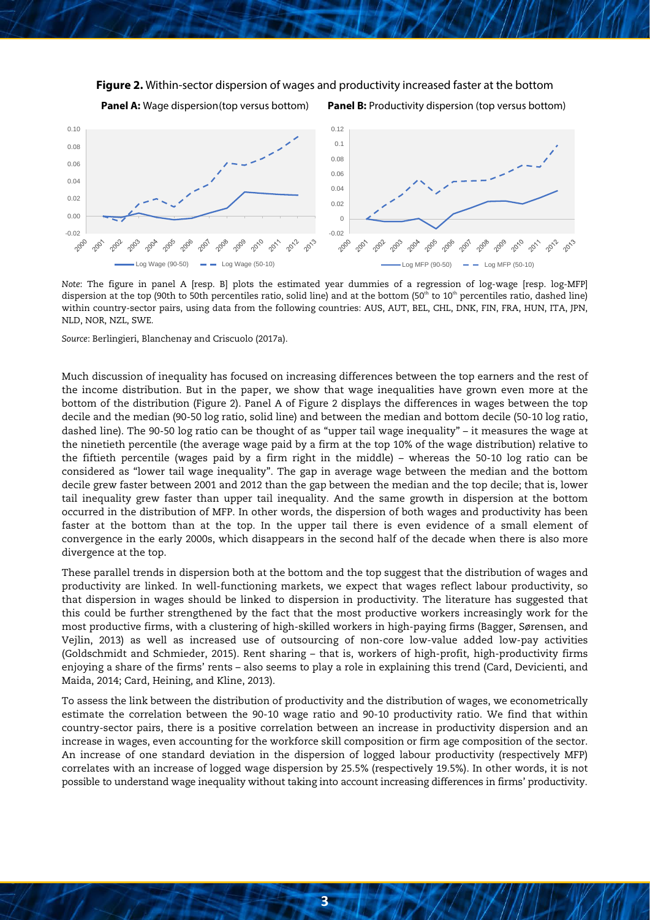**Figure 2.** Within-sector dispersion of wages and productivity increased faster at the bottom

**Panel A:** Wage dispersion (top versus bottom) **Panel B:** Productivity dispersion (top versus bottom)

*Note*: The figure in panel A [resp. B] plots the estimated year dummies of a regression of log-wage [resp. log-MFP] dispersion at the top (90th to 50th percentiles ratio, solid line) and at the bottom (50th to 10th percentiles ratio, dashed line) within country-sector pairs, using data from the following countries: AUS, AUT, BEL, CHL, DNK, FIN, FRA, HUN, ITA, JPN, NLD, NOR, NZL, SWE.

*Source*: Berlingieri, Blanchenay and Criscuolo (2017a).

Much discussion of inequality has focused on increasing differences between the top earners and the rest of the income distribution. But in the paper, we show that wage inequalities have grown even more at the bottom of the distribution (Figure 2). Panel A of Figure 2 displays the differences in wages between the top decile and the median (90-50 log ratio, solid line) and between the median and bottom decile (50-10 log ratio, dashed line). The 90-50 log ratio can be thought of as "upper tail wage inequality" – it measures the wage at the ninetieth percentile (the average wage paid by a firm at the top 10% of the wage distribution) relative to the fiftieth percentile (wages paid by a firm right in the middle) – whereas the 50-10 log ratio can be considered as "lower tail wage inequality". The gap in average wage between the median and the bottom decile grew faster between 2001 and 2012 than the gap between the median and the top decile; that is, lower tail inequality grew faster than upper tail inequality. And the same growth in dispersion at the bottom occurred in the distribution of MFP. In other words, the dispersion of both wages and productivity has been faster at the bottom than at the top. In the upper tail there is even evidence of a small element of convergence in the early 2000s, which disappears in the second half of the decade when there is also more divergence at the top.

These parallel trends in dispersion both at the bottom and the top suggest that the distribution of wages and productivity are linked. In well-functioning markets, we expect that wages reflect labour productivity, so that dispersion in wages should be linked to dispersion in productivity. The literature has suggested that this could be further strengthened by the fact that the most productive workers increasingly work for the most productive firms, with a clustering of high-skilled workers in high-paying firms (Bagger, Sørensen, and Vejlin, 2013) as well as increased use of outsourcing of non-core low-value added low-pay activities (Goldschmidt and Schmieder, 2015). Rent sharing – that is, workers of high-profit, high-productivity firms enjoying a share of the firms' rents – also seems to play a role in explaining this trend (Card, Devicienti, and Maida, 2014; Card, Heining, and Kline, 2013).

To assess the link between the distribution of productivity and the distribution of wages, we econometrically estimate the correlation between the 90-10 wage ratio and 90-10 productivity ratio. We find that within country-sector pairs, there is a positive correlation between an increase in productivity dispersion and an increase in wages, even accounting for the workforce skill composition or firm age composition of the sector. An increase of one standard deviation in the dispersion of logged labour productivity (respectively MFP) correlates with an increase of logged wage dispersion by 25.5% (respectively 19.5%). In other words, it is not possible to understand wage inequality without taking into account increasing differences in firms' productivity.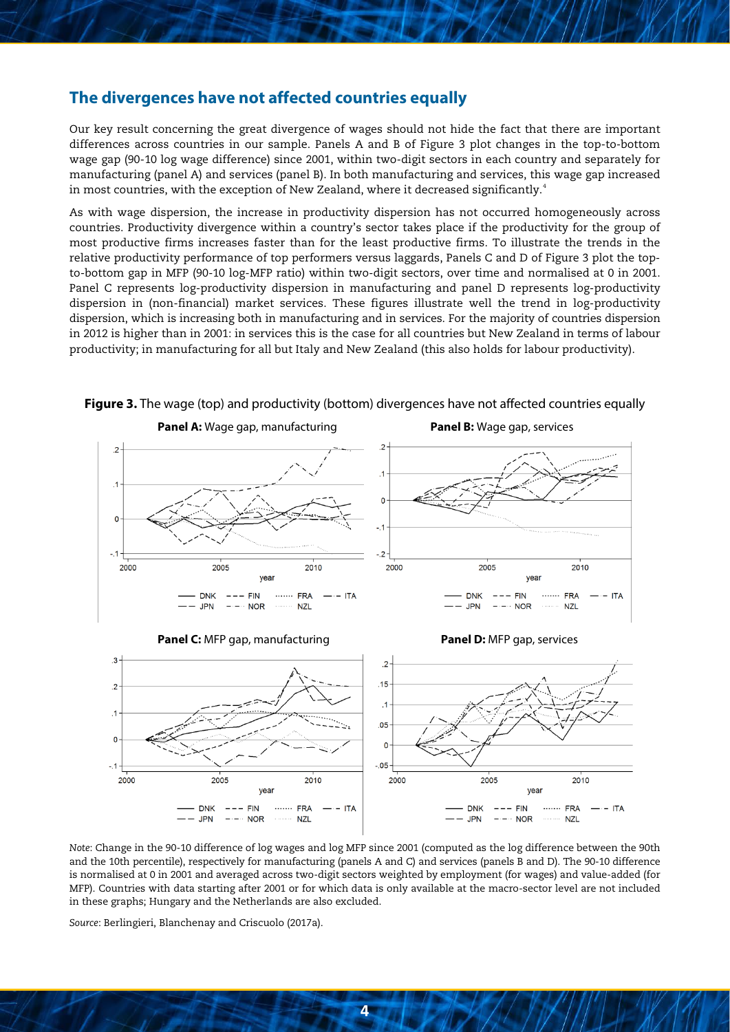## The divergences have not affected countries equally

Our key result concerning the great divergence of wages should not hide the fact that there are important differences across countries in our sample. Panels A and B of Figure 3 plot changes in the top-to-bottom wage gap (90-10 log wage difference) since 2001, within two-digit sectors in each country and separately for manufacturing (panel A) and services (panel B). In both manufacturing and services, this wage gap increased in most countries, with the exception of New Zealand, where it decreased significantly.[4]

As with wage dispersion, the increase in productivity dispersion has not occurred homogeneously across countries. Productivity divergence within a country's sector takes place if the productivity for the group of most productive firms increases faster than for the least productive firms. To illustrate the trends in the relative productivity performance of top performers versus laggards, Panels C and D of Figure 3 plot the top-to-bottom gap in MFP (90-10 log-MFP ratio) within two-digit sectors, over time and normalised at 0 in 2001. Panel C represents log-productivity dispersion in manufacturing and panel D represents log-productivity dispersion in (non-financial) market services. These figures illustrate well the trend in log-productivity dispersion, which is increasing both in manufacturing and in services. For the majority of countries dispersion in 2012 is higher than in 2001: in services this is the case for all countries but New Zealand in terms of labour productivity; in manufacturing for all but Italy and New Zealand (this also holds for labour productivity).

**Figure 3.** The wage (top) and productivity (bottom) divergences have not affected countries equally

**Panel A:** Wage gap, manufacturing

**Panel B:** Wage gap, services

**Panel C:** MFP gap, manufacturing

**Panel D:** MFP gap, services

*Note*: Change in the 90-10 difference of log wages and log MFP since 2001 (computed as the log difference between the 90th and the 10th percentile), respectively for manufacturing (panels A and C) and services (panels B and D). The 90-10 difference is normalised at 0 in 2001 and averaged across two-digit sectors weighted by employment (for wages) and value-added (for MFP). Countries with data starting after 2001 or for which data is only available at the macro-sector level are not included in these graphs; Hungary and the Netherlands are also excluded.

*Source*: Berlingieri, Blanchenay and Criscuolo (2017a).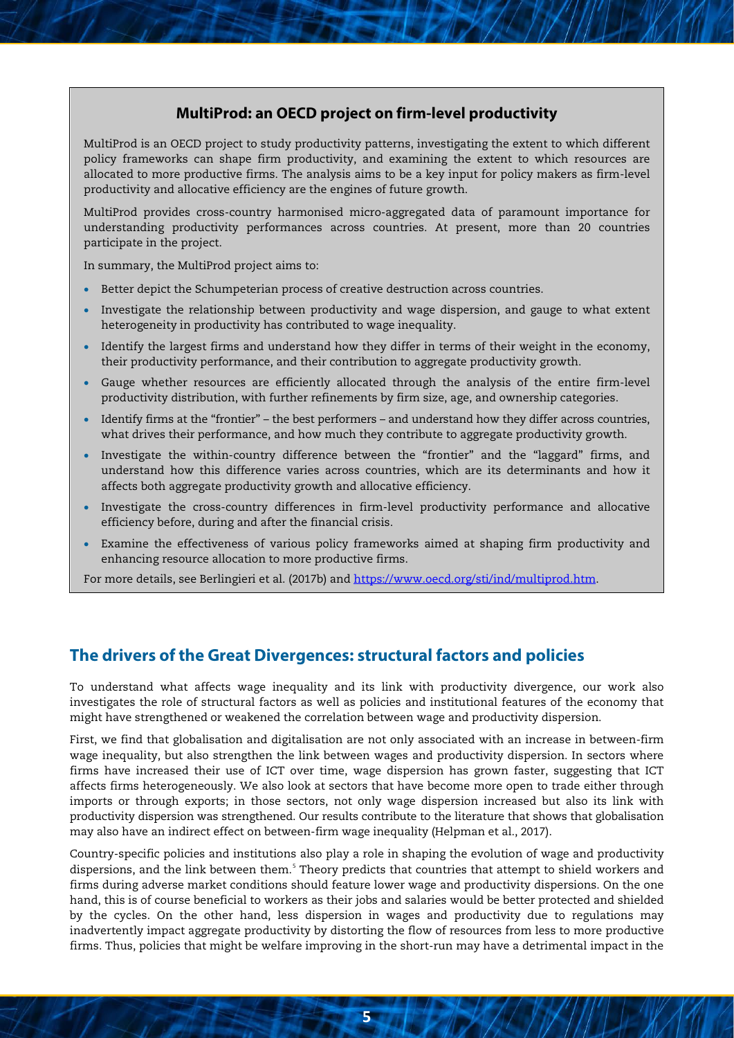## MultiProd: an OECD project on firm-level productivity

MultiProd is an OECD project to study productivity patterns, investigating the extent to which different policy frameworks can shape firm productivity, and examining the extent to which resources are allocated to more productive firms. The analysis aims to be a key input for policy makers as firm-level productivity and allocative efficiency are the engines of future growth.

MultiProd provides cross-country harmonised micro-aggregated data of paramount importance for understanding productivity performances across countries. At present, more than 20 countries participate in the project.

In summary, the MultiProd project aims to:

- Better depict the Schumpeterian process of creative destruction across countries.
- Investigate the relationship between productivity and wage dispersion, and gauge to what extent heterogeneity in productivity has contributed to wage inequality.
- Identify the largest firms and understand how they differ in terms of their weight in the economy, their productivity performance, and their contribution to aggregate productivity growth.
- Gauge whether resources are efficiently allocated through the analysis of the entire firm-level productivity distribution, with further refinements by firm size, age, and ownership categories.
- Identify firms at the "frontier" – the best performers – and understand how they differ across countries, what drives their performance, and how much they contribute to aggregate productivity growth.
- Investigate the within-country difference between the "frontier" and the "laggard" firms, and understand how this difference varies across countries, which are its determinants and how it affects both aggregate productivity growth and allocative efficiency.
- Investigate the cross-country differences in firm-level productivity performance and allocative efficiency before, during and after the financial crisis.
- Examine the effectiveness of various policy frameworks aimed at shaping firm productivity and enhancing resource allocation to more productive firms.

For more details, see Berlingieri et al. (2017b) and https://www.oecd.org/sti/ind/multiprod.htm.

## The drivers of the Great Divergences: structural factors and policies

To understand what affects wage inequality and its link with productivity divergence, our work also investigates the role of structural factors as well as policies and institutional features of the economy that might have strengthened or weakened the correlation between wage and productivity dispersion.

First, we find that globalisation and digitalisation are not only associated with an increase in between-firm wage inequality, but also strengthen the link between wages and productivity dispersion. In sectors where firms have increased their use of ICT over time, wage dispersion has grown faster, suggesting that ICT affects firms heterogeneously. We also look at sectors that have become more open to trade either through imports or through exports; in those sectors, not only wage dispersion increased but also its link with productivity dispersion was strengthened. Our results contribute to the literature that shows that globalisation may also have an indirect effect on between-firm wage inequality (Helpman et al., 2017).

Country-specific policies and institutions also play a role in shaping the evolution of wage and productivity dispersions, and the link between them.[5] Theory predicts that countries that attempt to shield workers and firms during adverse market conditions should feature lower wage and productivity dispersions. On the one hand, this is of course beneficial to workers as their jobs and salaries would be better protected and shielded by the cycles. On the other hand, less dispersion in wages and productivity due to regulations may inadvertently impact aggregate productivity by distorting the flow of resources from less to more productive firms. Thus, policies that might be welfare improving in the short-run may have a detrimental impact in the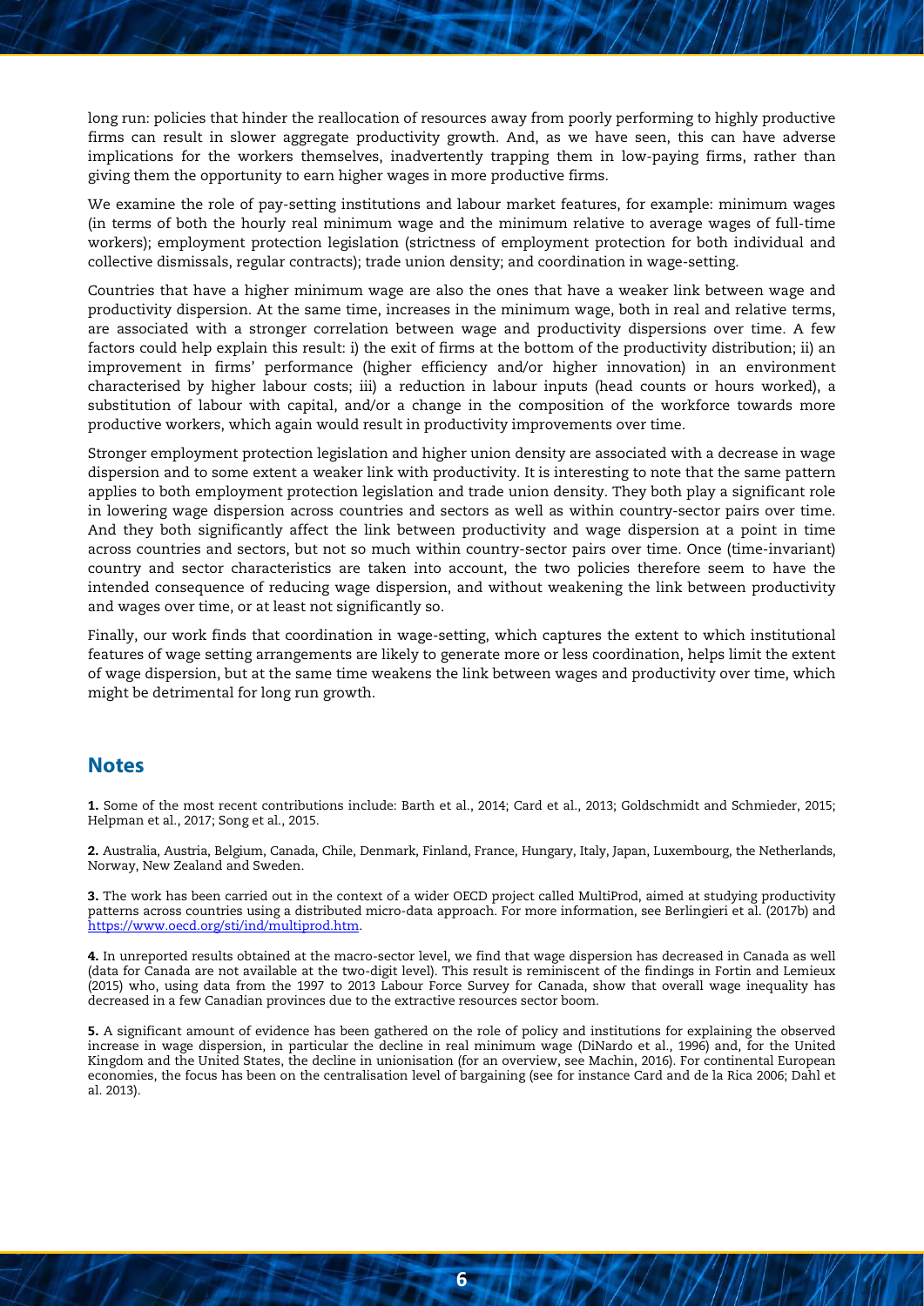long run: policies that hinder the reallocation of resources away from poorly performing to highly productive firms can result in slower aggregate productivity growth. And, as we have seen, this can have adverse implications for the workers themselves, inadvertently trapping them in low-paying firms, rather than giving them the opportunity to earn higher wages in more productive firms.

We examine the role of pay-setting institutions and labour market features, for example: minimum wages (in terms of both the hourly real minimum wage and the minimum relative to average wages of full-time workers); employment protection legislation (strictness of employment protection for both individual and collective dismissals, regular contracts); trade union density; and coordination in wage-setting.

Countries that have a higher minimum wage are also the ones that have a weaker link between wage and productivity dispersion. At the same time, increases in the minimum wage, both in real and relative terms, are associated with a stronger correlation between wage and productivity dispersions over time. A few factors could help explain this result: i) the exit of firms at the bottom of the productivity distribution; ii) an improvement in firms' performance (higher efficiency and/or higher innovation) in an environment characterised by higher labour costs; iii) a reduction in labour inputs (head counts or hours worked), a substitution of labour with capital, and/or a change in the composition of the workforce towards more productive workers, which again would result in productivity improvements over time.

Stronger employment protection legislation and higher union density are associated with a decrease in wage dispersion and to some extent a weaker link with productivity. It is interesting to note that the same pattern applies to both employment protection legislation and trade union density. They both play a significant role in lowering wage dispersion across countries and sectors as well as within country-sector pairs over time. And they both significantly affect the link between productivity and wage dispersion at a point in time across countries and sectors, but not so much within country-sector pairs over time. Once (time-invariant) country and sector characteristics are taken into account, the two policies therefore seem to have the intended consequence of reducing wage dispersion, and without weakening the link between productivity and wages over time, or at least not significantly so.

Finally, our work finds that coordination in wage-setting, which captures the extent to which institutional features of wage setting arrangements are likely to generate more or less coordination, helps limit the extent of wage dispersion, but at the same time weakens the link between wages and productivity over time, which might be detrimental for long run growth.

## Notes

**1.** Some of the most recent contributions include: Barth et al., 2014; Card et al., 2013; Goldschmidt and Schmieder, 2015; Helpman et al., 2017; Song et al., 2015.

**2.** Australia, Austria, Belgium, Canada, Chile, Denmark, Finland, France, Hungary, Italy, Japan, Luxembourg, the Netherlands, Norway, New Zealand and Sweden.

**3.** The work has been carried out in the context of a wider OECD project called MultiProd, aimed at studying productivity patterns across countries using a distributed micro-data approach. For more information, see Berlingieri et al. (2017b) and [https://www.oecd.org/sti/ind/multiprod.htm](https://www.oecd.org/sti/ind/multiprod.htm).

**4.** In unreported results obtained at the macro-sector level, we find that wage dispersion has decreased in Canada as well (data for Canada are not available at the two-digit level). This result is reminiscent of the findings in Fortin and Lemieux (2015) who, using data from the 1997 to 2013 Labour Force Survey for Canada, show that overall wage inequality has decreased in a few Canadian provinces due to the extractive resources sector boom.

**5.** A significant amount of evidence has been gathered on the role of policy and institutions for explaining the observed increase in wage dispersion, in particular the decline in real minimum wage (DiNardo et al., 1996) and, for the United Kingdom and the United States, the decline in unionisation (for an overview, see Machin, 2016). For continental European economies, the focus has been on the centralisation level of bargaining (see for instance Card and de la Rica 2006; Dahl et al. 2013).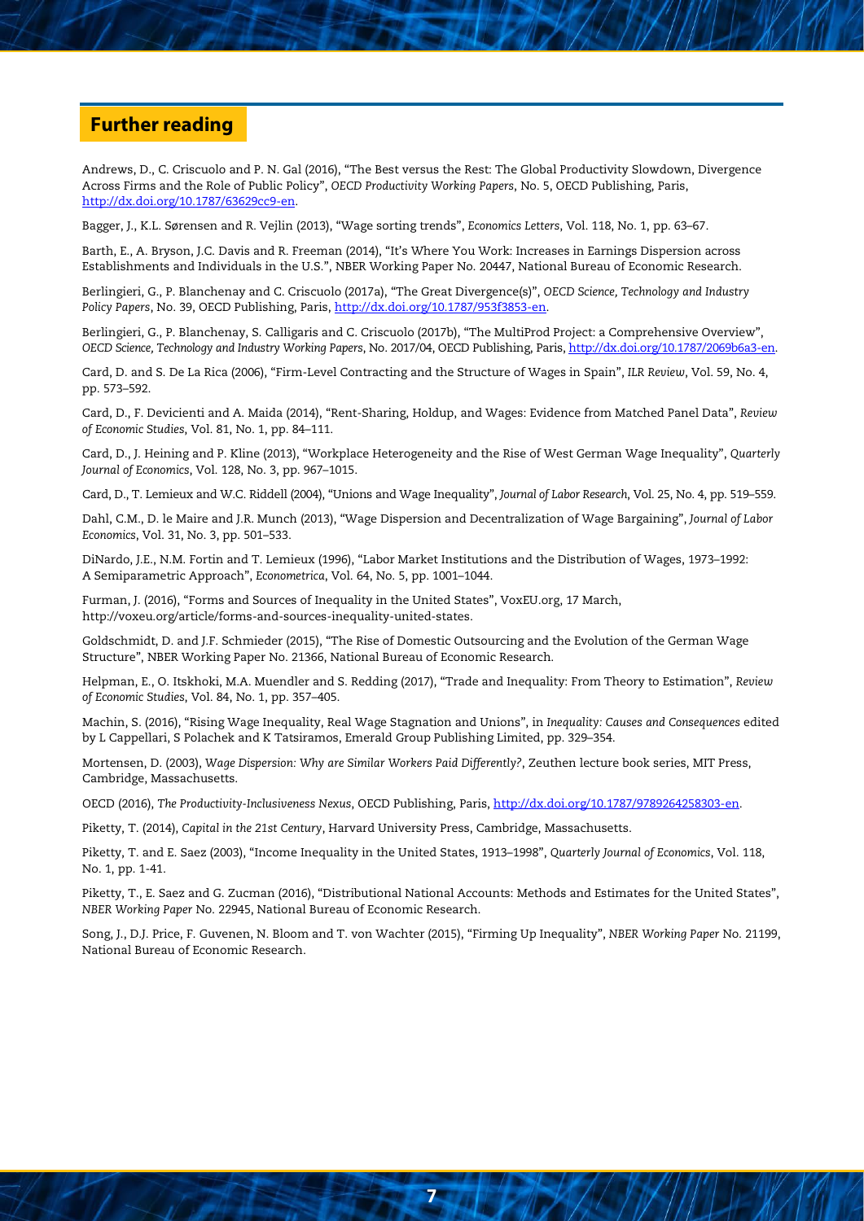## Further reading

Andrews, D., C. Criscuolo and P. N. Gal (2016), "The Best versus the Rest: The Global Productivity Slowdown, Divergence Across Firms and the Role of Public Policy", *OECD Productivity Working Papers*, No. 5, OECD Publishing, Paris, http://dx.doi.org/10.1787/63629cc9-en.

Bagger, J., K.L. Sørensen and R. Vejlin (2013), "Wage sorting trends", *Economics Letters*, Vol. 118, No. 1, pp. 63–67.

Barth, E., A. Bryson, J.C. Davis and R. Freeman (2014), "It's Where You Work: Increases in Earnings Dispersion across Establishments and Individuals in the U.S.", NBER Working Paper No. 20447, National Bureau of Economic Research.

Berlingieri, G., P. Blanchenay and C. Criscuolo (2017a), "The Great Divergence(s)", *OECD Science, Technology and Industry Policy Papers*, No. 39, OECD Publishing, Paris, http://dx.doi.org/10.1787/953f3853-en.

Berlingieri, G., P. Blanchenay, S. Calligaris and C. Criscuolo (2017b), "The MultiProd Project: a Comprehensive Overview", *OECD Science, Technology and Industry Working Papers*, No. 2017/04, OECD Publishing, Paris, http://dx.doi.org/10.1787/2069b6a3-en.

Card, D. and S. De La Rica (2006), "Firm-Level Contracting and the Structure of Wages in Spain", *ILR Review*, Vol. 59, No. 4, pp. 573–592.

Card, D., F. Devicienti and A. Maida (2014), "Rent-Sharing, Holdup, and Wages: Evidence from Matched Panel Data", *Review of Economic Studies*, Vol. 81, No. 1, pp. 84–111.

Card, D., J. Heining and P. Kline (2013), "Workplace Heterogeneity and the Rise of West German Wage Inequality", *Quarterly Journal of Economics*, Vol. 128, No. 3, pp. 967–1015.

Card, D., T. Lemieux and W.C. Riddell (2004), "Unions and Wage Inequality", *Journal of Labor Research*, Vol. 25, No. 4, pp. 519–559.

Dahl, C.M., D. le Maire and J.R. Munch (2013), "Wage Dispersion and Decentralization of Wage Bargaining", *Journal of Labor Economics*, Vol. 31, No. 3, pp. 501–533.

DiNardo, J.E., N.M. Fortin and T. Lemieux (1996), "Labor Market Institutions and the Distribution of Wages, 1973–1992: A Semiparametric Approach", *Econometrica*, Vol. 64, No. 5, pp. 1001–1044.

Furman, J. (2016), "Forms and Sources of Inequality in the United States", VoxEU.org, 17 March, http://voxeu.org/article/forms-and-sources-inequality-united-states.

Goldschmidt, D. and J.F. Schmieder (2015), "The Rise of Domestic Outsourcing and the Evolution of the German Wage Structure", NBER Working Paper No. 21366, National Bureau of Economic Research.

Helpman, E., O. Itskhoki, M.A. Muendler and S. Redding (2017), "Trade and Inequality: From Theory to Estimation", *Review of Economic Studies*, Vol. 84, No. 1, pp. 357–405.

Machin, S. (2016), "Rising Wage Inequality, Real Wage Stagnation and Unions", in *Inequality: Causes and Consequences* edited by L Cappellari, S Polachek and K Tatsiramos, Emerald Group Publishing Limited, pp. 329–354.

Mortensen, D. (2003), *Wage Dispersion: Why are Similar Workers Paid Differently?*, Zeuthen lecture book series, MIT Press, Cambridge, Massachusetts.

OECD (2016), *The Productivity-Inclusiveness Nexus*, OECD Publishing, Paris, http://dx.doi.org/10.1787/9789264258303-en.

Piketty, T. (2014), *Capital in the 21st Century*, Harvard University Press, Cambridge, Massachusetts.

Piketty, T. and E. Saez (2003), "Income Inequality in the United States, 1913–1998", *Quarterly Journal of Economics*, Vol. 118, No. 1, pp. 1-41.

Piketty, T., E. Saez and G. Zucman (2016), "Distributional National Accounts: Methods and Estimates for the United States", *NBER Working Paper* No. 22945, National Bureau of Economic Research.

Song, J., D.J. Price, F. Guvenen, N. Bloom and T. von Wachter (2015), "Firming Up Inequality", *NBER Working Paper* No. 21199, National Bureau of Economic Research.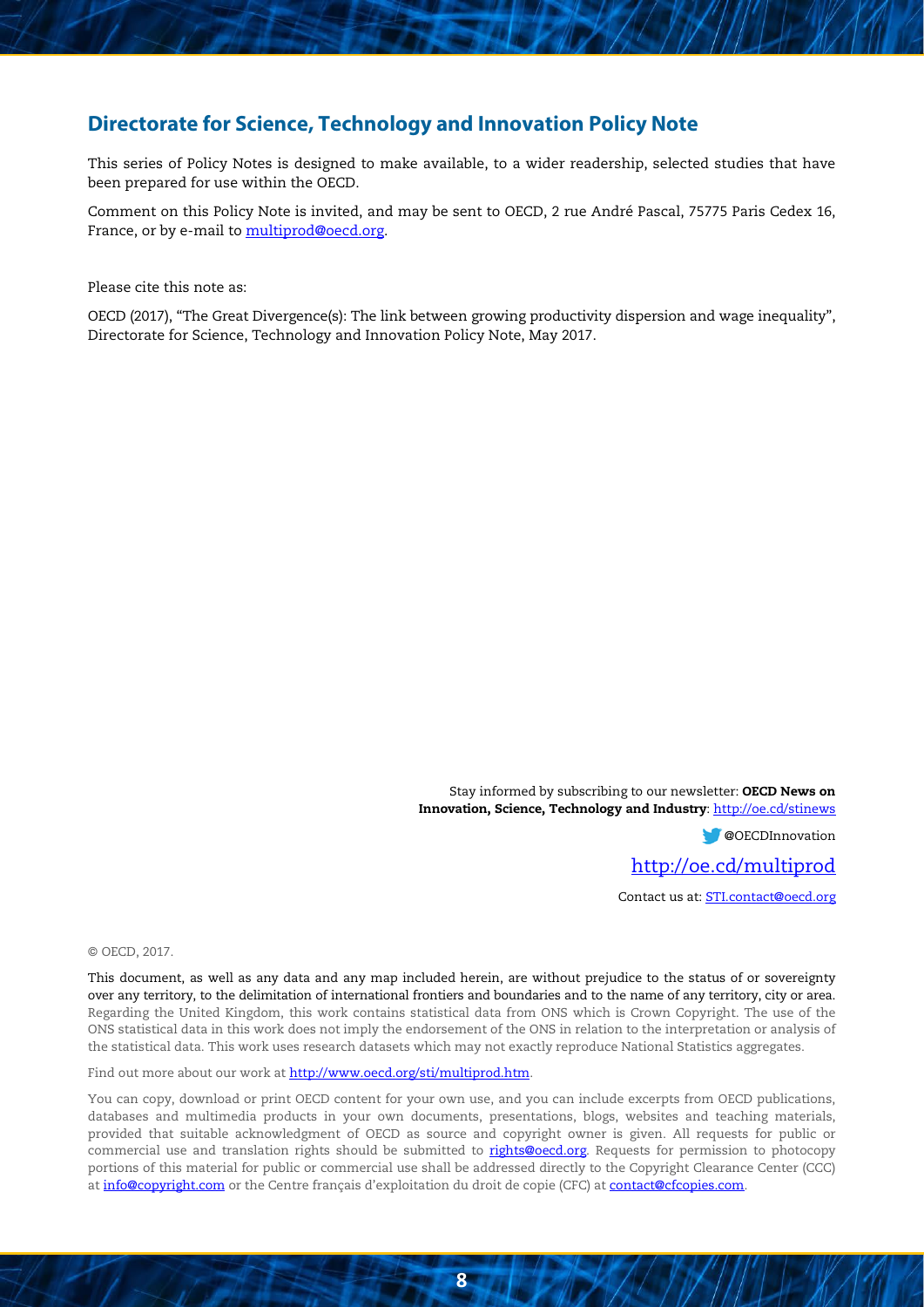## Directorate for Science, Technology and Innovation Policy Note

This series of Policy Notes is designed to make available, to a wider readership, selected studies that have been prepared for use within the OECD.

Comment on this Policy Note is invited, and may be sent to OECD, 2 rue André Pascal, 75775 Paris Cedex 16, France, or by e-mail to multiprod@oecd.org.

Please cite this note as:

OECD (2017), "The Great Divergence(s): The link between growing productivity dispersion and wage inequality", Directorate for Science, Technology and Innovation Policy Note, May 2017.

Stay informed by subscribing to our newsletter: **OECD News on Innovation, Science, Technology and Industry**: http://oe.cd/stinews

@OECDInnovation

http://oe.cd/multiprod

Contact us at: STI.contact@oecd.org

© OECD, 2017.

This document, as well as any data and any map included herein, are without prejudice to the status of or sovereignty over any territory, to the delimitation of international frontiers and boundaries and to the name of any territory, city or area. Regarding the United Kingdom, this work contains statistical data from ONS which is Crown Copyright. The use of the ONS statistical data in this work does not imply the endorsement of the ONS in relation to the interpretation or analysis of the statistical data. This work uses research datasets which may not exactly reproduce National Statistics aggregates.

Find out more about our work at http://www.oecd.org/sti/multiprod.htm.

You can copy, download or print OECD content for your own use, and you can include excerpts from OECD publications, databases and multimedia products in your own documents, presentations, blogs, websites and teaching materials, provided that suitable acknowledgment of OECD as source and copyright owner is given. All requests for public or commercial use and translation rights should be submitted to rights@oecd.org. Requests for permission to photocopy portions of this material for public or commercial use shall be addressed directly to the Copyright Clearance Center (CCC) at info@copyright.com or the Centre français d'exploitation du droit de copie (CFC) at contact@cfcopies.com.